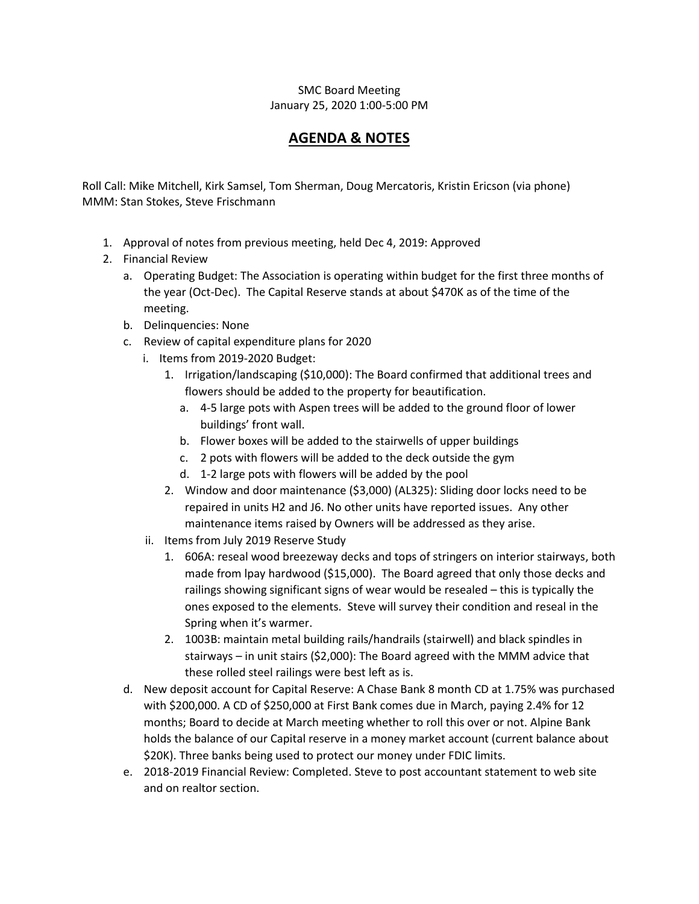SMC Board Meeting
January 25, 2020 1:00-5:00 PM

# AGENDA & NOTES

Roll Call: Mike Mitchell, Kirk Samsel, Tom Sherman, Doug Mercatoris, Kristin Ericson (via phone)
MMM: Stan Stokes, Steve Frischmann

1. Approval of notes from previous meeting, held Dec 4, 2019: Approved
2. Financial Review
   a. Operating Budget: The Association is operating within budget for the first three months of the year (Oct-Dec). The Capital Reserve stands at about $470K as of the time of the meeting.
   b. Delinquencies: None
   c. Review of capital expenditure plans for 2020
      i. Items from 2019-2020 Budget:
         1. Irrigation/landscaping ($10,000): The Board confirmed that additional trees and flowers should be added to the property for beautification.
            a. 4-5 large pots with Aspen trees will be added to the ground floor of lower buildings' front wall.
            b. Flower boxes will be added to the stairwells of upper buildings
            c. 2 pots with flowers will be added to the deck outside the gym
            d. 1-2 large pots with flowers will be added by the pool
         2. Window and door maintenance ($3,000) (AL325): Sliding door locks need to be repaired in units H2 and J6. No other units have reported issues. Any other maintenance items raised by Owners will be addressed as they arise.
      ii. Items from July 2019 Reserve Study
         1. 606A: reseal wood breezeway decks and tops of stringers on interior stairways, both made from lpay hardwood ($15,000). The Board agreed that only those decks and railings showing significant signs of wear would be resealed – this is typically the ones exposed to the elements. Steve will survey their condition and reseal in the Spring when it's warmer.
         2. 1003B: maintain metal building rails/handrails (stairwell) and black spindles in stairways – in unit stairs ($2,000): The Board agreed with the MMM advice that these rolled steel railings were best left as is.
   d. New deposit account for Capital Reserve: A Chase Bank 8 month CD at 1.75% was purchased with $200,000. A CD of $250,000 at First Bank comes due in March, paying 2.4% for 12 months; Board to decide at March meeting whether to roll this over or not. Alpine Bank holds the balance of our Capital reserve in a money market account (current balance about $20K). Three banks being used to protect our money under FDIC limits.
   e. 2018-2019 Financial Review: Completed. Steve to post accountant statement to web site and on realtor section.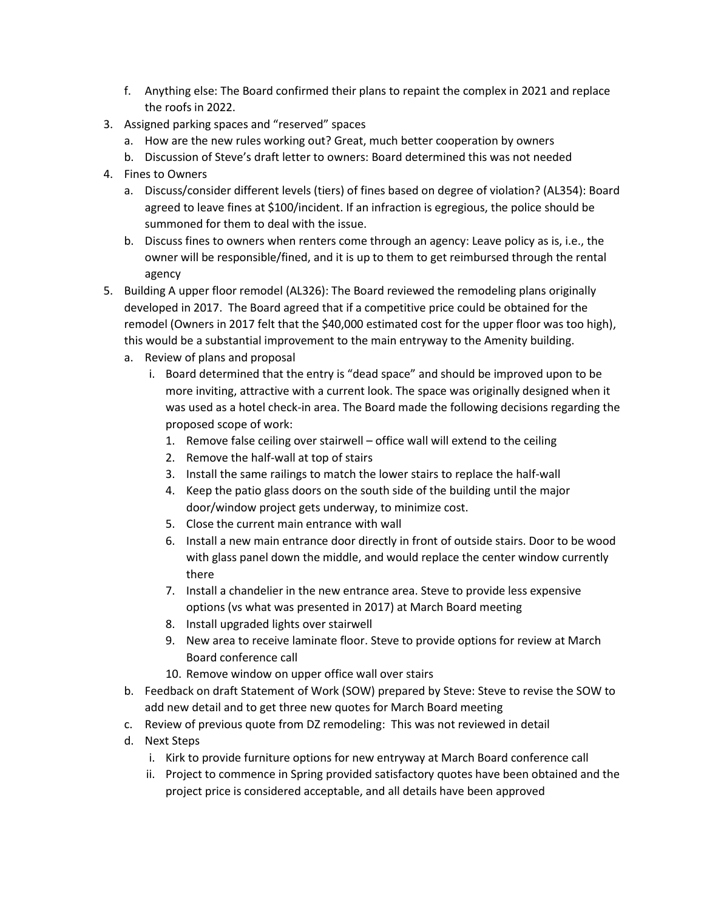f. Anything else: The Board confirmed their plans to repaint the complex in 2021 and replace the roofs in 2022.

3. Assigned parking spaces and "reserved" spaces
   a. How are the new rules working out? Great, much better cooperation by owners
   b. Discussion of Steve's draft letter to owners: Board determined this was not needed
4. Fines to Owners
   a. Discuss/consider different levels (tiers) of fines based on degree of violation? (AL354): Board agreed to leave fines at $100/incident. If an infraction is egregious, the police should be summoned for them to deal with the issue.
   b. Discuss fines to owners when renters come through an agency: Leave policy as is, i.e., the owner will be responsible/fined, and it is up to them to get reimbursed through the rental agency
5. Building A upper floor remodel (AL326): The Board reviewed the remodeling plans originally developed in 2017. The Board agreed that if a competitive price could be obtained for the remodel (Owners in 2017 felt that the $40,000 estimated cost for the upper floor was too high), this would be a substantial improvement to the main entryway to the Amenity building.
   a. Review of plans and proposal
      i. Board determined that the entry is "dead space" and should be improved upon to be more inviting, attractive with a current look. The space was originally designed when it was used as a hotel check-in area. The Board made the following decisions regarding the proposed scope of work:
         1. Remove false ceiling over stairwell – office wall will extend to the ceiling
         2. Remove the half-wall at top of stairs
         3. Install the same railings to match the lower stairs to replace the half-wall
         4. Keep the patio glass doors on the south side of the building until the major door/window project gets underway, to minimize cost.
         5. Close the current main entrance with wall
         6. Install a new main entrance door directly in front of outside stairs. Door to be wood with glass panel down the middle, and would replace the center window currently there
         7. Install a chandelier in the new entrance area. Steve to provide less expensive options (vs what was presented in 2017) at March Board meeting
         8. Install upgraded lights over stairwell
         9. New area to receive laminate floor. Steve to provide options for review at March Board conference call
         10. Remove window on upper office wall over stairs
   b. Feedback on draft Statement of Work (SOW) prepared by Steve: Steve to revise the SOW to add new detail and to get three new quotes for March Board meeting
   c. Review of previous quote from DZ remodeling: This was not reviewed in detail
   d. Next Steps
      i. Kirk to provide furniture options for new entryway at March Board conference call
      ii. Project to commence in Spring provided satisfactory quotes have been obtained and the project price is considered acceptable, and all details have been approved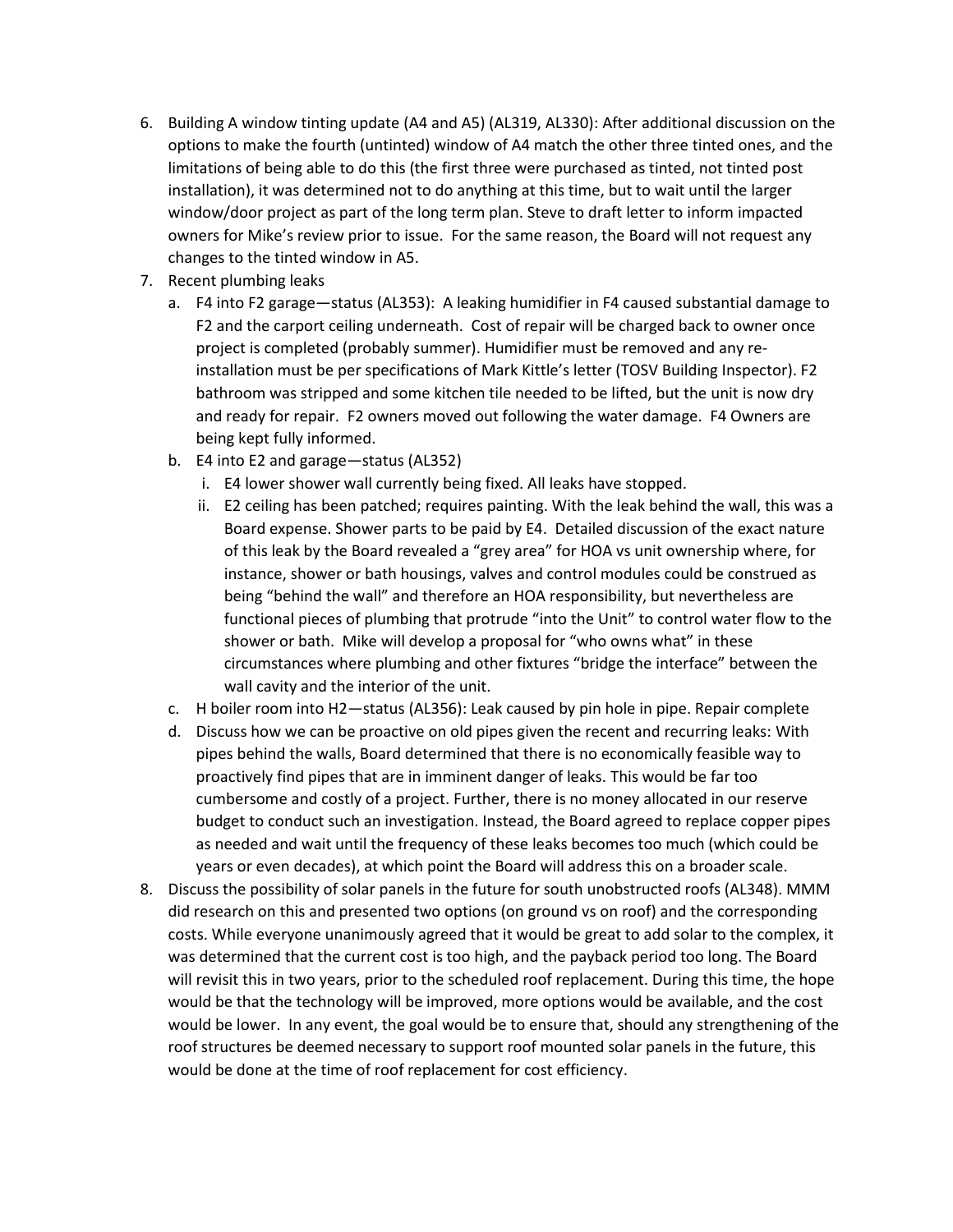6. Building A window tinting update (A4 and A5) (AL319, AL330): After additional discussion on the options to make the fourth (untinted) window of A4 match the other three tinted ones, and the limitations of being able to do this (the first three were purchased as tinted, not tinted post installation), it was determined not to do anything at this time, but to wait until the larger window/door project as part of the long term plan. Steve to draft letter to inform impacted owners for Mike's review prior to issue. For the same reason, the Board will not request any changes to the tinted window in A5.
7. Recent plumbing leaks
   a. F4 into F2 garage—status (AL353): A leaking humidifier in F4 caused substantial damage to F2 and the carport ceiling underneath. Cost of repair will be charged back to owner once project is completed (probably summer). Humidifier must be removed and any re-installation must be per specifications of Mark Kittle's letter (TOSV Building Inspector). F2 bathroom was stripped and some kitchen tile needed to be lifted, but the unit is now dry and ready for repair. F2 owners moved out following the water damage. F4 Owners are being kept fully informed.
   b. E4 into E2 and garage—status (AL352)
      i. E4 lower shower wall currently being fixed. All leaks have stopped.
      ii. E2 ceiling has been patched; requires painting. With the leak behind the wall, this was a Board expense. Shower parts to be paid by E4. Detailed discussion of the exact nature of this leak by the Board revealed a "grey area" for HOA vs unit ownership where, for instance, shower or bath housings, valves and control modules could be construed as being "behind the wall" and therefore an HOA responsibility, but nevertheless are functional pieces of plumbing that protrude "into the Unit" to control water flow to the shower or bath. Mike will develop a proposal for "who owns what" in these circumstances where plumbing and other fixtures "bridge the interface" between the wall cavity and the interior of the unit.
   c. H boiler room into H2—status (AL356): Leak caused by pin hole in pipe. Repair complete
   d. Discuss how we can be proactive on old pipes given the recent and recurring leaks: With pipes behind the walls, Board determined that there is no economically feasible way to proactively find pipes that are in imminent danger of leaks. This would be far too cumbersome and costly of a project. Further, there is no money allocated in our reserve budget to conduct such an investigation. Instead, the Board agreed to replace copper pipes as needed and wait until the frequency of these leaks becomes too much (which could be years or even decades), at which point the Board will address this on a broader scale.
8. Discuss the possibility of solar panels in the future for south unobstructed roofs (AL348). MMM did research on this and presented two options (on ground vs on roof) and the corresponding costs. While everyone unanimously agreed that it would be great to add solar to the complex, it was determined that the current cost is too high, and the payback period too long. The Board will revisit this in two years, prior to the scheduled roof replacement. During this time, the hope would be that the technology will be improved, more options would be available, and the cost would be lower. In any event, the goal would be to ensure that, should any strengthening of the roof structures be deemed necessary to support roof mounted solar panels in the future, this would be done at the time of roof replacement for cost efficiency.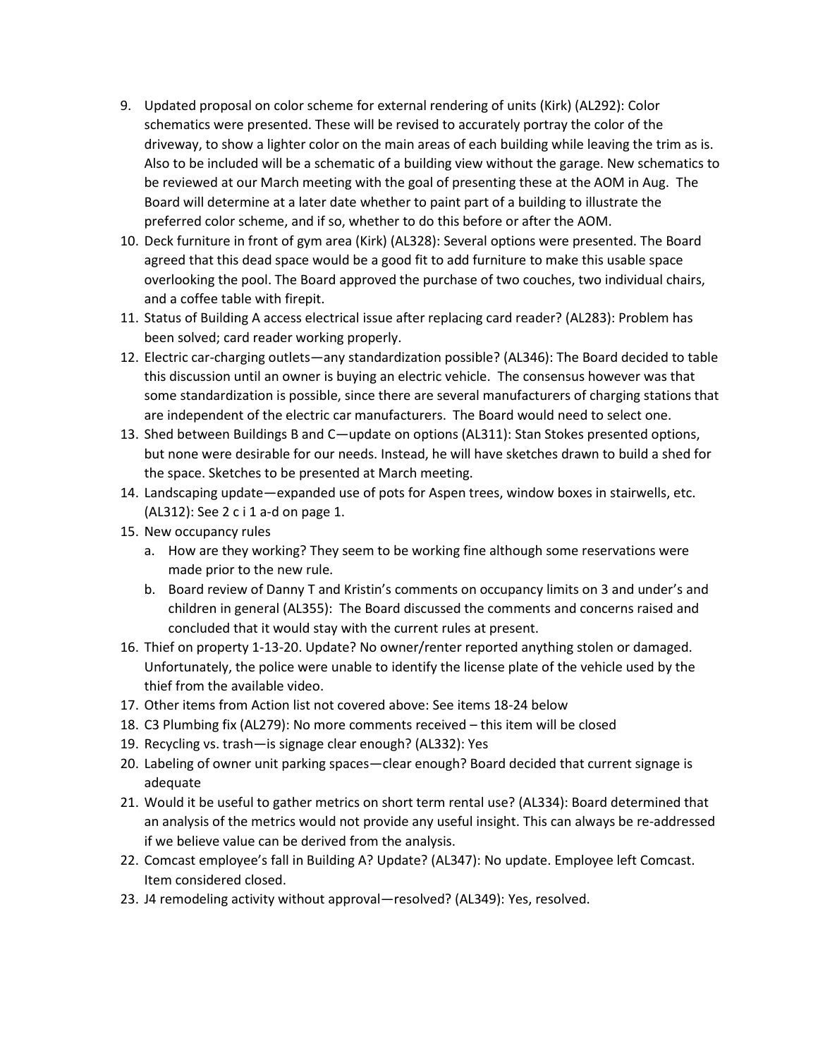9. Updated proposal on color scheme for external rendering of units (Kirk) (AL292): Color schematics were presented. These will be revised to accurately portray the color of the driveway, to show a lighter color on the main areas of each building while leaving the trim as is. Also to be included will be a schematic of a building view without the garage. New schematics to be reviewed at our March meeting with the goal of presenting these at the AOM in Aug. The Board will determine at a later date whether to paint part of a building to illustrate the preferred color scheme, and if so, whether to do this before or after the AOM.
10. Deck furniture in front of gym area (Kirk) (AL328): Several options were presented. The Board agreed that this dead space would be a good fit to add furniture to make this usable space overlooking the pool. The Board approved the purchase of two couches, two individual chairs, and a coffee table with firepit.
11. Status of Building A access electrical issue after replacing card reader? (AL283): Problem has been solved; card reader working properly.
12. Electric car-charging outlets—any standardization possible? (AL346): The Board decided to table this discussion until an owner is buying an electric vehicle. The consensus however was that some standardization is possible, since there are several manufacturers of charging stations that are independent of the electric car manufacturers. The Board would need to select one.
13. Shed between Buildings B and C—update on options (AL311): Stan Stokes presented options, but none were desirable for our needs. Instead, he will have sketches drawn to build a shed for the space. Sketches to be presented at March meeting.
14. Landscaping update—expanded use of pots for Aspen trees, window boxes in stairwells, etc. (AL312): See 2 c i 1 a-d on page 1.
15. New occupancy rules
    a. How are they working? They seem to be working fine although some reservations were made prior to the new rule.
    b. Board review of Danny T and Kristin's comments on occupancy limits on 3 and under's and children in general (AL355): The Board discussed the comments and concerns raised and concluded that it would stay with the current rules at present.
16. Thief on property 1-13-20. Update? No owner/renter reported anything stolen or damaged. Unfortunately, the police were unable to identify the license plate of the vehicle used by the thief from the available video.
17. Other items from Action list not covered above: See items 18-24 below
18. C3 Plumbing fix (AL279): No more comments received – this item will be closed
19. Recycling vs. trash—is signage clear enough? (AL332): Yes
20. Labeling of owner unit parking spaces—clear enough? Board decided that current signage is adequate
21. Would it be useful to gather metrics on short term rental use? (AL334): Board determined that an analysis of the metrics would not provide any useful insight. This can always be re-addressed if we believe value can be derived from the analysis.
22. Comcast employee's fall in Building A? Update? (AL347): No update. Employee left Comcast. Item considered closed.
23. J4 remodeling activity without approval—resolved? (AL349): Yes, resolved.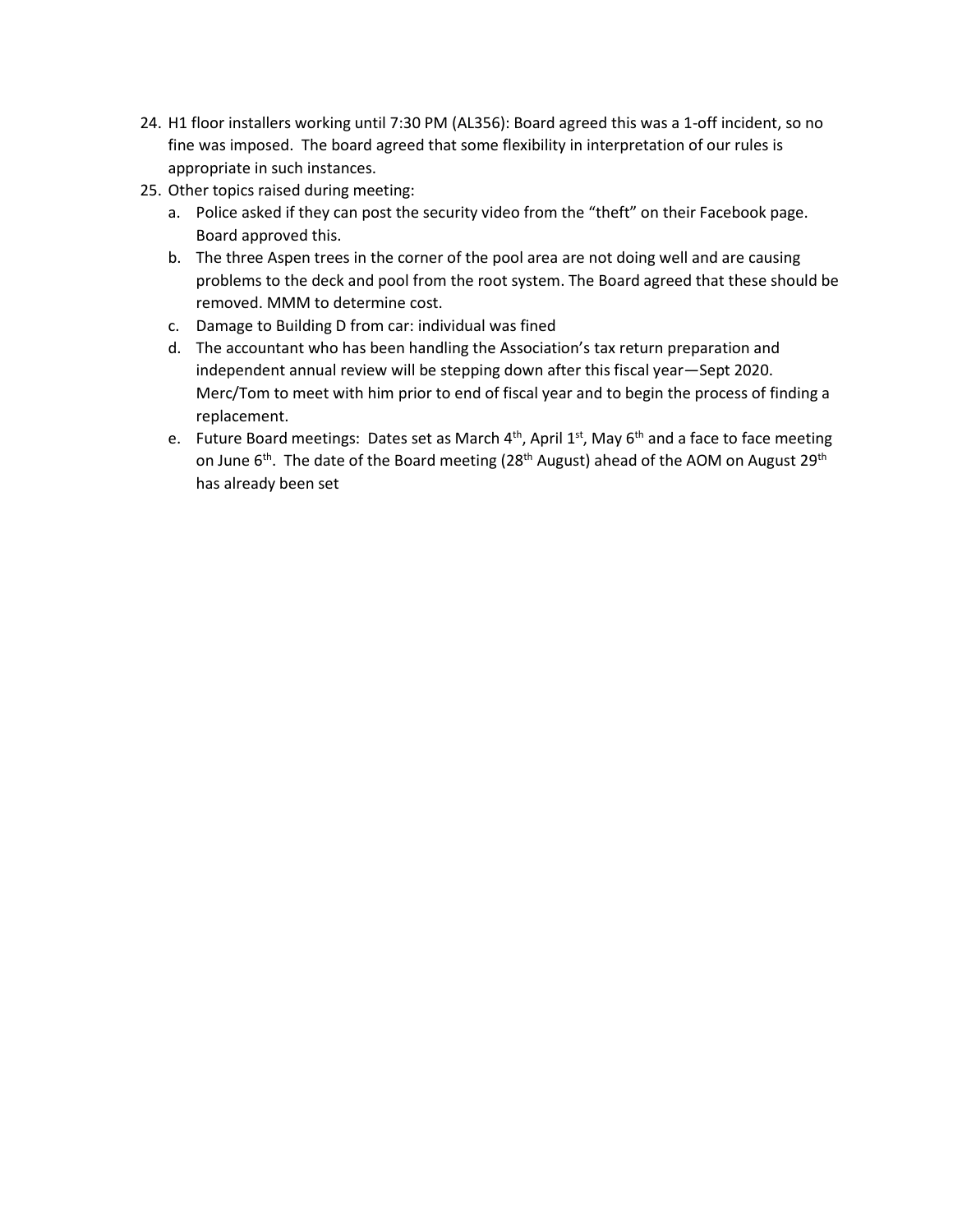24. H1 floor installers working until 7:30 PM (AL356): Board agreed this was a 1-off incident, so no fine was imposed. The board agreed that some flexibility in interpretation of our rules is appropriate in such instances.
25. Other topics raised during meeting:
    a. Police asked if they can post the security video from the "theft" on their Facebook page. Board approved this.
    b. The three Aspen trees in the corner of the pool area are not doing well and are causing problems to the deck and pool from the root system. The Board agreed that these should be removed. MMM to determine cost.
    c. Damage to Building D from car: individual was fined
    d. The accountant who has been handling the Association's tax return preparation and independent annual review will be stepping down after this fiscal year—Sept 2020. Merc/Tom to meet with him prior to end of fiscal year and to begin the process of finding a replacement.
    e. Future Board meetings: Dates set as March 4th, April 1st, May 6th and a face to face meeting on June 6th. The date of the Board meeting (28th August) ahead of the AOM on August 29th has already been set